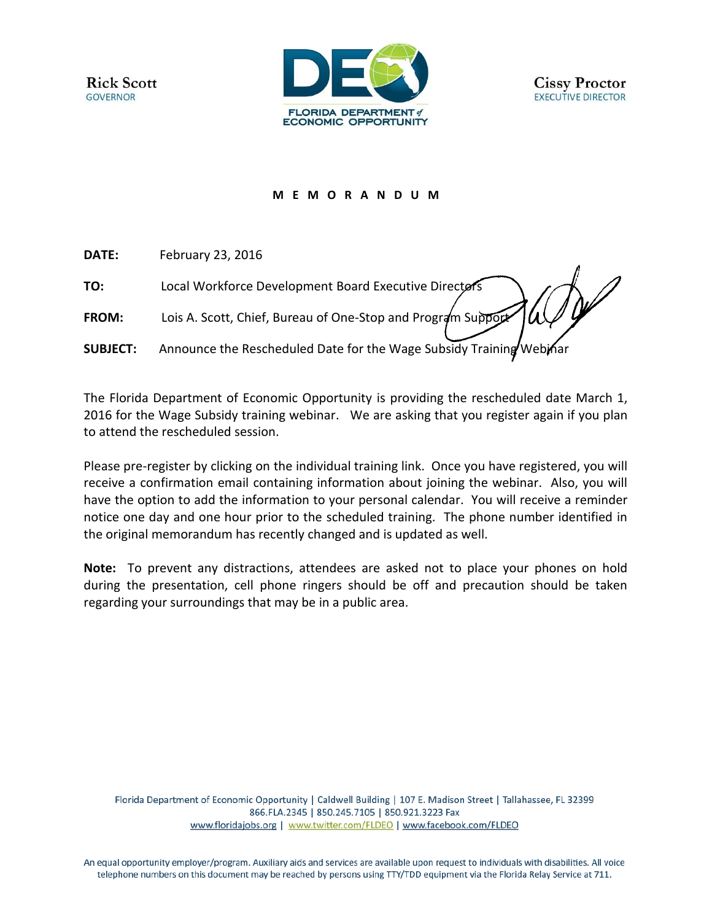**Rick Scott**
GOVERNOR

FLORIDA DEPARTMENT of ECONOMIC OPPORTUNITY

**Cissy Proctor**
EXECUTIVE DIRECTOR

**M E M O R A N D U M**

**DATE:** February 23, 2016

**TO:** Local Workforce Development Board Executive Directors

**FROM:** Lois A. Scott, Chief, Bureau of One-Stop and Program Support

**SUBJECT:** Announce the Rescheduled Date for the Wage Subsidy Training Webinar

The Florida Department of Economic Opportunity is providing the rescheduled date March 1, 2016 for the Wage Subsidy training webinar. We are asking that you register again if you plan to attend the rescheduled session.

Please pre-register by clicking on the individual training link. Once you have registered, you will receive a confirmation email containing information about joining the webinar. Also, you will have the option to add the information to your personal calendar. You will receive a reminder notice one day and one hour prior to the scheduled training. The phone number identified in the original memorandum has recently changed and is updated as well.

**Note:** To prevent any distractions, attendees are asked not to place your phones on hold during the presentation, cell phone ringers should be off and precaution should be taken regarding your surroundings that may be in a public area.

Florida Department of Economic Opportunity | Caldwell Building | 107 E. Madison Street | Tallahassee, FL 32399
866.FLA.2345 | 850.245.7105 | 850.921.3223 Fax
www.floridajobs.org | www.twitter.com/FLDEO | www.facebook.com/FLDEO

An equal opportunity employer/program. Auxiliary aids and services are available upon request to individuals with disabilities. All voice telephone numbers on this document may be reached by persons using TTY/TDD equipment via the Florida Relay Service at 711.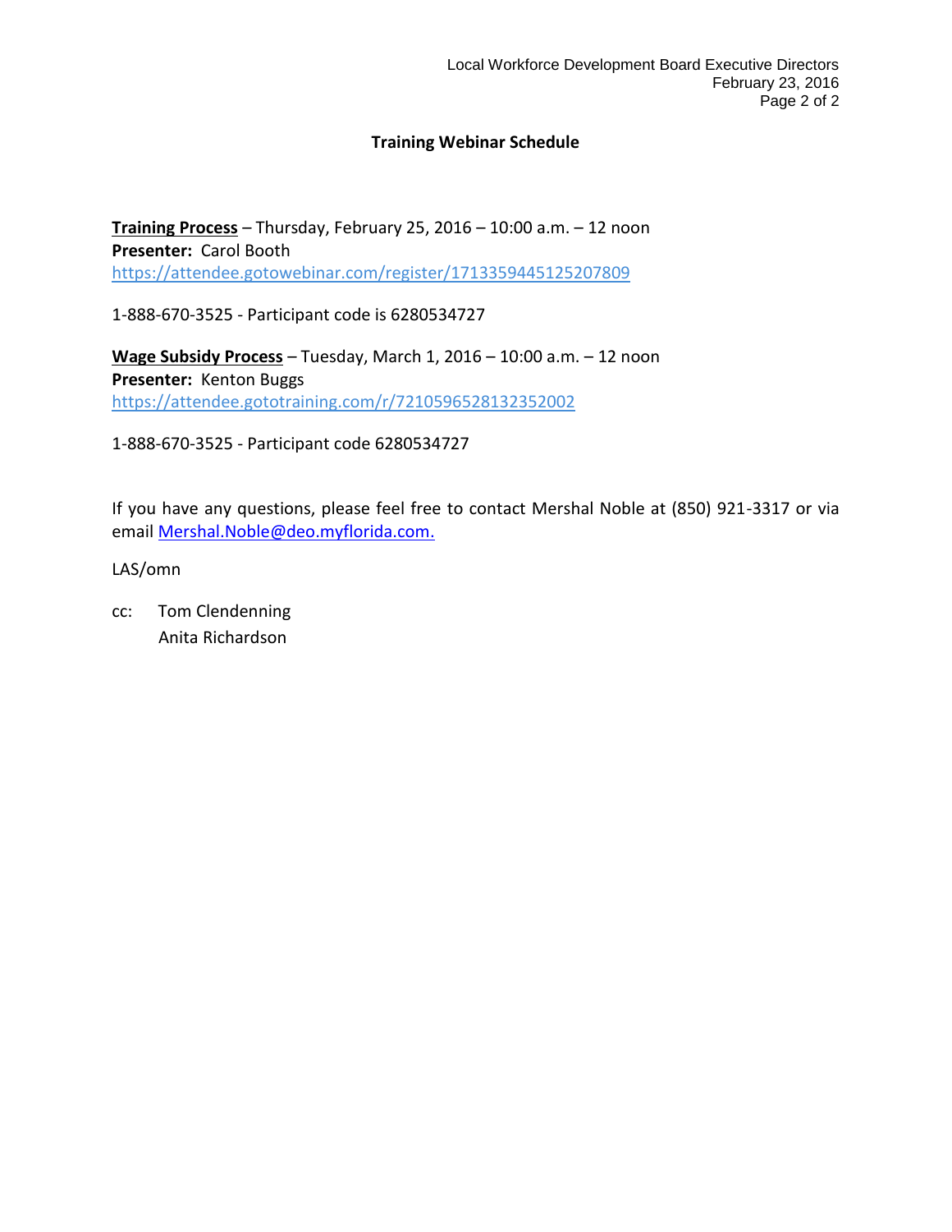## Training Webinar Schedule

**Training Process** – Thursday, February 25, 2016 – 10:00 a.m. – 12 noon
**Presenter:** Carol Booth
https://attendee.gotowebinar.com/register/1713359445125207809

1-888-670-3525 - Participant code is 6280534727

**Wage Subsidy Process** – Tuesday, March 1, 2016 – 10:00 a.m. – 12 noon
**Presenter:** Kenton Buggs
https://attendee.gototraining.com/r/7210596528132352002

1-888-670-3525 - Participant code 6280534727

If you have any questions, please feel free to contact Mershal Noble at (850) 921-3317 or via email Mershal.Noble@deo.myflorida.com.

LAS/omn

cc: Tom Clendenning
Anita Richardson